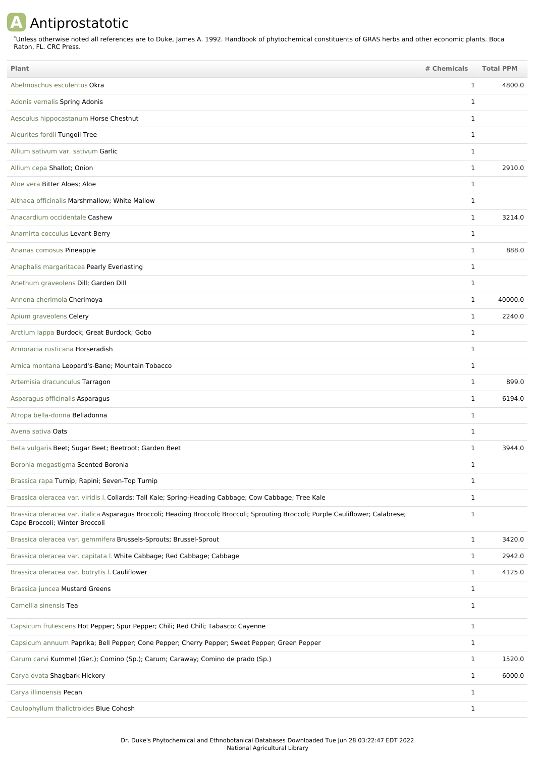# A Antiprostatotic

*Unless otherwise noted all references are to Duke, James A. 1992. Handbook of phytochemical constituents of GRAS herbs and other economic plants. Boca Raton, FL. CRC Press.

| Plant | # Chemicals | Total PPM |
|---|---|---|
| Abelmoschus esculentus Okra | 1 | 4800.0 |
| Adonis vernalis Spring Adonis | 1 | |
| Aesculus hippocastanum Horse Chestnut | 1 | |
| Aleurites fordii Tungoil Tree | 1 | |
| Allium sativum var. sativum Garlic | 1 | |
| Allium cepa Shallot; Onion | 1 | 2910.0 |
| Aloe vera Bitter Aloes; Aloe | 1 | |
| Althaea officinalis Marshmallow; White Mallow | 1 | |
| Anacardium occidentale Cashew | 1 | 3214.0 |
| Anamirta cocculus Levant Berry | 1 | |
| Ananas comosus Pineapple | 1 | 888.0 |
| Anaphalis margaritacea Pearly Everlasting | 1 | |
| Anethum graveolens Dill; Garden Dill | 1 | |
| Annona cherimola Cherimoya | 1 | 40000.0 |
| Apium graveolens Celery | 1 | 2240.0 |
| Arctium lappa Burdock; Great Burdock; Gobo | 1 | |
| Armoracia rusticana Horseradish | 1 | |
| Arnica montana Leopard's-Bane; Mountain Tobacco | 1 | |
| Artemisia dracunculus Tarragon | 1 | 899.0 |
| Asparagus officinalis Asparagus | 1 | 6194.0 |
| Atropa bella-donna Belladonna | 1 | |
| Avena sativa Oats | 1 | |
| Beta vulgaris Beet; Sugar Beet; Beetroot; Garden Beet | 1 | 3944.0 |
| Boronia megastigma Scented Boronia | 1 | |
| Brassica rapa Turnip; Rapini; Seven-Top Turnip | 1 | |
| Brassica oleracea var. viridis l. Collards; Tall Kale; Spring-Heading Cabbage; Cow Cabbage; Tree Kale | 1 | |
| Brassica oleracea var. italica Asparagus Broccoli; Heading Broccoli; Broccoli; Sprouting Broccoli; Purple Cauliflower; Calabrese; Cape Broccoli; Winter Broccoli | 1 | |
| Brassica oleracea var. gemmifera Brussels-Sprouts; Brussel-Sprout | 1 | 3420.0 |
| Brassica oleracea var. capitata l. White Cabbage; Red Cabbage; Cabbage | 1 | 2942.0 |
| Brassica oleracea var. botrytis l. Cauliflower | 1 | 4125.0 |
| Brassica juncea Mustard Greens | 1 | |
| Camellia sinensis Tea | 1 | |
| Capsicum frutescens Hot Pepper; Spur Pepper; Chili; Red Chili; Tabasco; Cayenne | 1 | |
| Capsicum annuum Paprika; Bell Pepper; Cone Pepper; Cherry Pepper; Sweet Pepper; Green Pepper | 1 | |
| Carum carvi Kummel (Ger.); Comino (Sp.); Carum; Caraway; Comino de prado (Sp.) | 1 | 1520.0 |
| Carya ovata Shagbark Hickory | 1 | 6000.0 |
| Carya illinoensis Pecan | 1 | |
| Caulophyllum thalictroides Blue Cohosh | 1 | |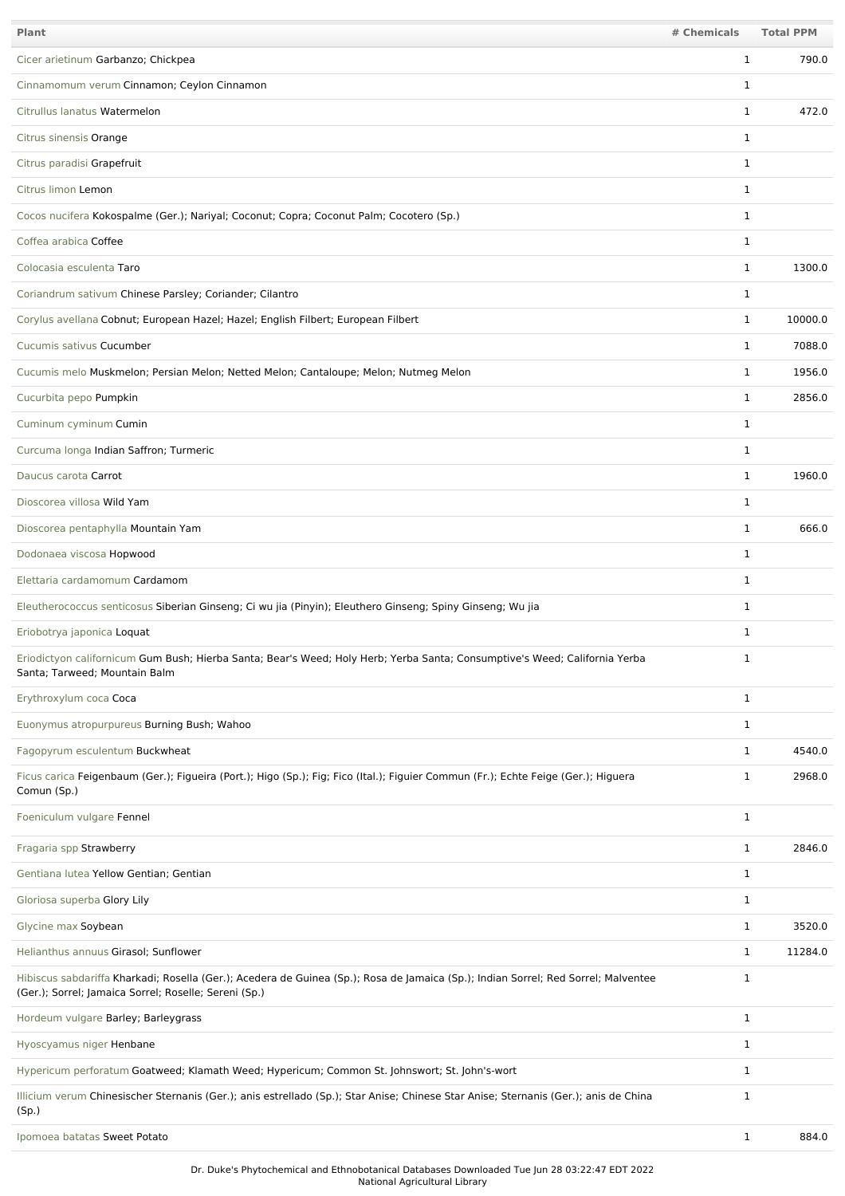| Plant | # Chemicals | Total PPM |
|---|---|---|
| Cicer arietinum Garbanzo; Chickpea | 1 | 790.0 |
| Cinnamomum verum Cinnamon; Ceylon Cinnamon | 1 | |
| Citrullus lanatus Watermelon | 1 | 472.0 |
| Citrus sinensis Orange | 1 | |
| Citrus paradisi Grapefruit | 1 | |
| Citrus limon Lemon | 1 | |
| Cocos nucifera Kokospalme (Ger.); Nariyal; Coconut; Copra; Coconut Palm; Cocotero (Sp.) | 1 | |
| Coffea arabica Coffee | 1 | |
| Colocasia esculenta Taro | 1 | 1300.0 |
| Coriandrum sativum Chinese Parsley; Coriander; Cilantro | 1 | |
| Corylus avellana Cobnut; European Hazel; Hazel; English Filbert; European Filbert | 1 | 10000.0 |
| Cucumis sativus Cucumber | 1 | 7088.0 |
| Cucumis melo Muskmelon; Persian Melon; Netted Melon; Cantaloupe; Melon; Nutmeg Melon | 1 | 1956.0 |
| Cucurbita pepo Pumpkin | 1 | 2856.0 |
| Cuminum cyminum Cumin | 1 | |
| Curcuma longa Indian Saffron; Turmeric | 1 | |
| Daucus carota Carrot | 1 | 1960.0 |
| Dioscorea villosa Wild Yam | 1 | |
| Dioscorea pentaphylla Mountain Yam | 1 | 666.0 |
| Dodonaea viscosa Hopwood | 1 | |
| Elettaria cardamomum Cardamom | 1 | |
| Eleutherococcus senticosus Siberian Ginseng; Ci wu jia (Pinyin); Eleuthero Ginseng; Spiny Ginseng; Wu jia | 1 | |
| Eriobotrya japonica Loquat | 1 | |
| Eriodictyon californicum Gum Bush; Hierba Santa; Bear's Weed; Holy Herb; Yerba Santa; Consumptive's Weed; California Yerba Santa; Tarweed; Mountain Balm | 1 | |
| Erythroxylum coca Coca | 1 | |
| Euonymus atropurpureus Burning Bush; Wahoo | 1 | |
| Fagopyrum esculentum Buckwheat | 1 | 4540.0 |
| Ficus carica Feigenbaum (Ger.); Figueira (Port.); Higo (Sp.); Fig; Fico (Ital.); Figuier Commun (Fr.); Echte Feige (Ger.); Higuera Comun (Sp.) | 1 | 2968.0 |
| Foeniculum vulgare Fennel | 1 | |
| Fragaria spp Strawberry | 1 | 2846.0 |
| Gentiana lutea Yellow Gentian; Gentian | 1 | |
| Gloriosa superba Glory Lily | 1 | |
| Glycine max Soybean | 1 | 3520.0 |
| Helianthus annuus Girasol; Sunflower | 1 | 11284.0 |
| Hibiscus sabdariffa Kharkadi; Rosella (Ger.); Acedera de Guinea (Sp.); Rosa de Jamaica (Sp.); Indian Sorrel; Red Sorrel; Malventee (Ger.); Sorrel; Jamaica Sorrel; Roselle; Sereni (Sp.) | 1 | |
| Hordeum vulgare Barley; Barleygrass | 1 | |
| Hyoscyamus niger Henbane | 1 | |
| Hypericum perforatum Goatweed; Klamath Weed; Hypericum; Common St. Johnswort; St. John's-wort | 1 | |
| Illicium verum Chinesischer Sternanis (Ger.); anis estrellado (Sp.); Star Anise; Chinese Star Anise; Sternanis (Ger.); anis de China (Sp.) | 1 | |
| Ipomoea batatas Sweet Potato | 1 | 884.0 |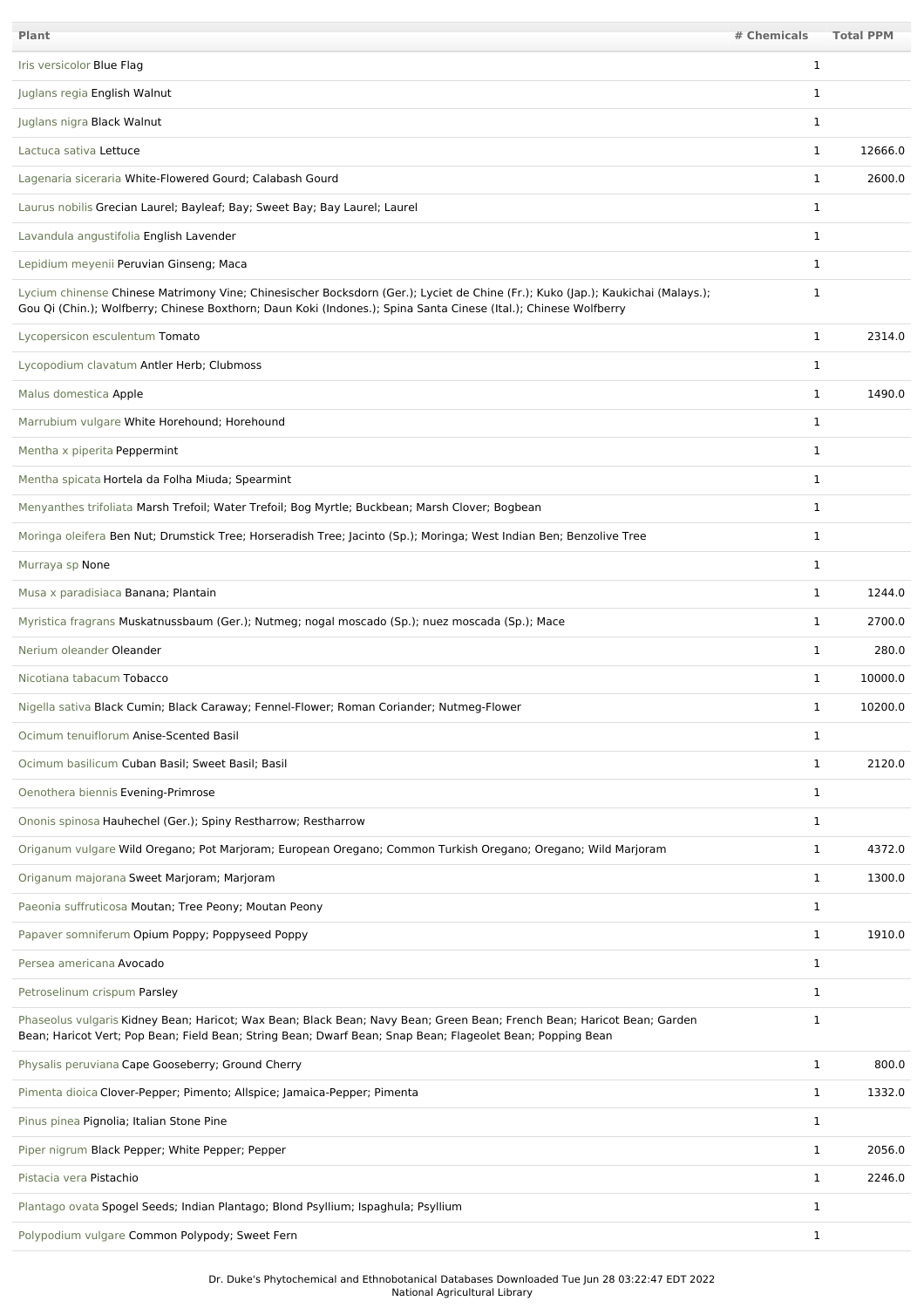| Plant | # Chemicals | Total PPM |
|---|---|---|
| Iris versicolor Blue Flag | 1 | |
| Juglans regia English Walnut | 1 | |
| Juglans nigra Black Walnut | 1 | |
| Lactuca sativa Lettuce | 1 | 12666.0 |
| Lagenaria siceraria White-Flowered Gourd; Calabash Gourd | 1 | 2600.0 |
| Laurus nobilis Grecian Laurel; Bayleaf; Bay; Sweet Bay; Bay Laurel; Laurel | 1 | |
| Lavandula angustifolia English Lavender | 1 | |
| Lepidium meyenii Peruvian Ginseng; Maca | 1 | |
| Lycium chinense Chinese Matrimony Vine; Chinesischer Bocksdorn (Ger.); Lyciet de Chine (Fr.); Kuko (Jap.); Kaukichai (Malays.); Gou Qi (Chin.); Wolfberry; Chinese Boxthorn; Daun Koki (Indones.); Spina Santa Cinese (Ital.); Chinese Wolfberry | 1 | |
| Lycopersicon esculentum Tomato | 1 | 2314.0 |
| Lycopodium clavatum Antler Herb; Clubmoss | 1 | |
| Malus domestica Apple | 1 | 1490.0 |
| Marrubium vulgare White Horehound; Horehound | 1 | |
| Mentha x piperita Peppermint | 1 | |
| Mentha spicata Hortela da Folha Miuda; Spearmint | 1 | |
| Menyanthes trifoliata Marsh Trefoil; Water Trefoil; Bog Myrtle; Buckbean; Marsh Clover; Bogbean | 1 | |
| Moringa oleifera Ben Nut; Drumstick Tree; Horseradish Tree; Jacinto (Sp.); Moringa; West Indian Ben; Benzolive Tree | 1 | |
| Murraya sp None | 1 | |
| Musa x paradisiaca Banana; Plantain | 1 | 1244.0 |
| Myristica fragrans Muskatnussbaum (Ger.); Nutmeg; nogal moscado (Sp.); nuez moscada (Sp.); Mace | 1 | 2700.0 |
| Nerium oleander Oleander | 1 | 280.0 |
| Nicotiana tabacum Tobacco | 1 | 10000.0 |
| Nigella sativa Black Cumin; Black Caraway; Fennel-Flower; Roman Coriander; Nutmeg-Flower | 1 | 10200.0 |
| Ocimum tenuiflorum Anise-Scented Basil | 1 | |
| Ocimum basilicum Cuban Basil; Sweet Basil; Basil | 1 | 2120.0 |
| Oenothera biennis Evening-Primrose | 1 | |
| Ononis spinosa Hauhechel (Ger.); Spiny Restharrow; Restharrow | 1 | |
| Origanum vulgare Wild Oregano; Pot Marjoram; European Oregano; Common Turkish Oregano; Oregano; Wild Marjoram | 1 | 4372.0 |
| Origanum majorana Sweet Marjoram; Marjoram | 1 | 1300.0 |
| Paeonia suffruticosa Moutan; Tree Peony; Moutan Peony | 1 | |
| Papaver somniferum Opium Poppy; Poppyseed Poppy | 1 | 1910.0 |
| Persea americana Avocado | 1 | |
| Petroselinum crispum Parsley | 1 | |
| Phaseolus vulgaris Kidney Bean; Haricot; Wax Bean; Black Bean; Navy Bean; Green Bean; French Bean; Haricot Bean; Garden Bean; Haricot Vert; Pop Bean; Field Bean; String Bean; Dwarf Bean; Snap Bean; Flageolet Bean; Popping Bean | 1 | |
| Physalis peruviana Cape Gooseberry; Ground Cherry | 1 | 800.0 |
| Pimenta dioica Clover-Pepper; Pimento; Allspice; Jamaica-Pepper; Pimenta | 1 | 1332.0 |
| Pinus pinea Pignolia; Italian Stone Pine | 1 | |
| Piper nigrum Black Pepper; White Pepper; Pepper | 1 | 2056.0 |
| Pistacia vera Pistachio | 1 | 2246.0 |
| Plantago ovata Spogel Seeds; Indian Plantago; Blond Psyllium; Ispaghula; Psyllium | 1 | |
| Polypodium vulgare Common Polypody; Sweet Fern | 1 | |

Dr. Duke's Phytochemical and Ethnobotanical Databases Downloaded Tue Jun 28 03:22:47 EDT 2022
National Agricultural Library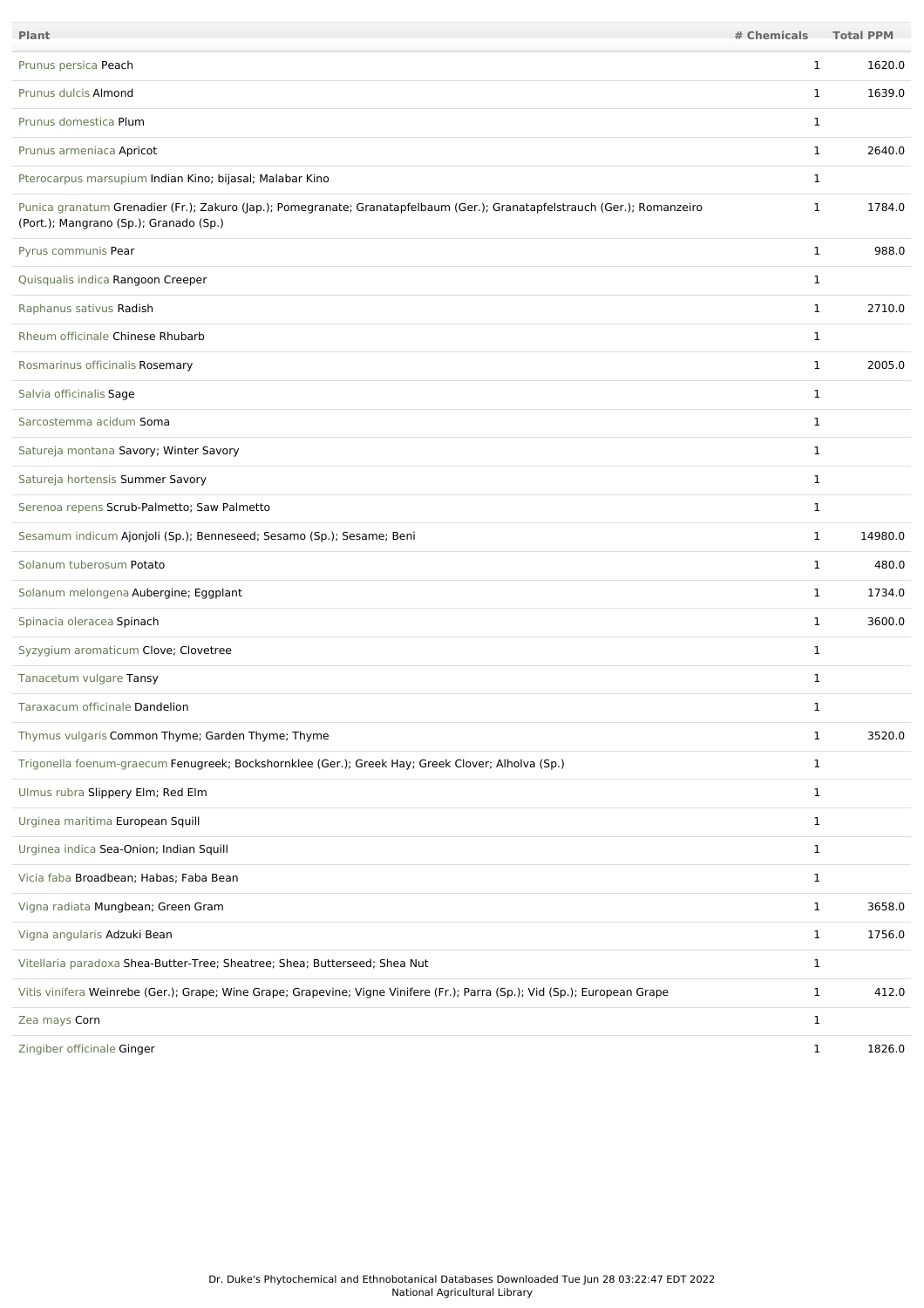| Plant | # Chemicals | Total PPM |
|---|---|---|
| Prunus persica Peach | 1 | 1620.0 |
| Prunus dulcis Almond | 1 | 1639.0 |
| Prunus domestica Plum | 1 | |
| Prunus armeniaca Apricot | 1 | 2640.0 |
| Pterocarpus marsupium Indian Kino; bijasal; Malabar Kino | 1 | |
| Punica granatum Grenadier (Fr.); Zakuro (Jap.); Pomegranate; Granatapfelbaum (Ger.); Granatapfelstrauch (Ger.); Romanzeiro (Port.); Mangrano (Sp.); Granado (Sp.) | 1 | 1784.0 |
| Pyrus communis Pear | 1 | 988.0 |
| Quisqualis indica Rangoon Creeper | 1 | |
| Raphanus sativus Radish | 1 | 2710.0 |
| Rheum officinale Chinese Rhubarb | 1 | |
| Rosmarinus officinalis Rosemary | 1 | 2005.0 |
| Salvia officinalis Sage | 1 | |
| Sarcostemma acidum Soma | 1 | |
| Satureja montana Savory; Winter Savory | 1 | |
| Satureja hortensis Summer Savory | 1 | |
| Serenoa repens Scrub-Palmetto; Saw Palmetto | 1 | |
| Sesamum indicum Ajonjoli (Sp.); Benneseed; Sesamo (Sp.); Sesame; Beni | 1 | 14980.0 |
| Solanum tuberosum Potato | 1 | 480.0 |
| Solanum melongena Aubergine; Eggplant | 1 | 1734.0 |
| Spinacia oleracea Spinach | 1 | 3600.0 |
| Syzygium aromaticum Clove; Clovetree | 1 | |
| Tanacetum vulgare Tansy | 1 | |
| Taraxacum officinale Dandelion | 1 | |
| Thymus vulgaris Common Thyme; Garden Thyme; Thyme | 1 | 3520.0 |
| Trigonella foenum-graecum Fenugreek; Bockshornklee (Ger.); Greek Hay; Greek Clover; Alholva (Sp.) | 1 | |
| Ulmus rubra Slippery Elm; Red Elm | 1 | |
| Urginea maritima European Squill | 1 | |
| Urginea indica Sea-Onion; Indian Squill | 1 | |
| Vicia faba Broadbean; Habas; Faba Bean | 1 | |
| Vigna radiata Mungbean; Green Gram | 1 | 3658.0 |
| Vigna angularis Adzuki Bean | 1 | 1756.0 |
| Vitellaria paradoxa Shea-Butter-Tree; Sheatree; Shea; Butterseed; Shea Nut | 1 | |
| Vitis vinifera Weinrebe (Ger.); Grape; Wine Grape; Grapevine; Vigne Vinifere (Fr.); Parra (Sp.); Vid (Sp.); European Grape | 1 | 412.0 |
| Zea mays Corn | 1 | |
| Zingiber officinale Ginger | 1 | 1826.0 |

Dr. Duke's Phytochemical and Ethnobotanical Databases Downloaded Tue Jun 28 03:22:47 EDT 2022
National Agricultural Library